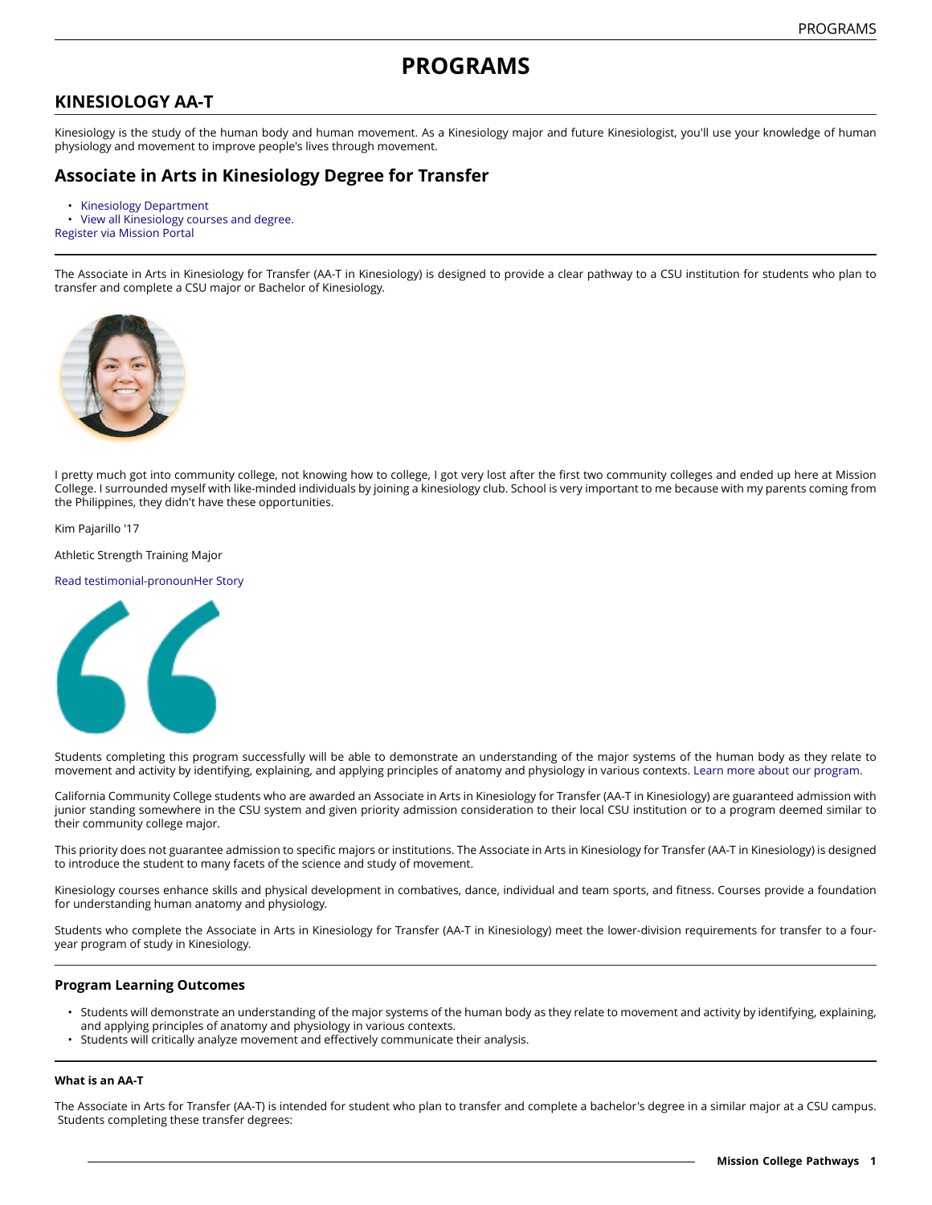# PROGRAMS

## KINESIOLOGY AA-T

Kinesiology is the study of the human body and human movement. As a Kinesiology major and future Kinesiologist, you'll use your knowledge of human physiology and movement to improve people's lives through movement.

## Associate in Arts in Kinesiology Degree for Transfer

- Kinesiology Department
- View all Kinesiology courses and degree.

Register via Mission Portal

The Associate in Arts in Kinesiology for Transfer (AA-T in Kinesiology) is designed to provide a clear pathway to a CSU institution for students who plan to transfer and complete a CSU major or Bachelor of Kinesiology.

I pretty much got into community college, not knowing how to college, I got very lost after the first two community colleges and ended up here at Mission College. I surrounded myself with like-minded individuals by joining a kinesiology club. School is very important to me because with my parents coming from the Philippines, they didn't have these opportunities.

Kim Pajarillo '17

Athletic Strength Training Major

Read testimonial-pronounHer Story

Students completing this program successfully will be able to demonstrate an understanding of the major systems of the human body as they relate to movement and activity by identifying, explaining, and applying principles of anatomy and physiology in various contexts. Learn more about our program.

California Community College students who are awarded an Associate in Arts in Kinesiology for Transfer (AA-T in Kinesiology) are guaranteed admission with junior standing somewhere in the CSU system and given priority admission consideration to their local CSU institution or to a program deemed similar to their community college major.

This priority does not guarantee admission to specific majors or institutions. The Associate in Arts in Kinesiology for Transfer (AA-T in Kinesiology) is designed to introduce the student to many facets of the science and study of movement.

Kinesiology courses enhance skills and physical development in combatives, dance, individual and team sports, and fitness. Courses provide a foundation for understanding human anatomy and physiology.

Students who complete the Associate in Arts in Kinesiology for Transfer (AA-T in Kinesiology) meet the lower-division requirements for transfer to a four-year program of study in Kinesiology.

### Program Learning Outcomes

- Students will demonstrate an understanding of the major systems of the human body as they relate to movement and activity by identifying, explaining, and applying principles of anatomy and physiology in various contexts.
- Students will critically analyze movement and effectively communicate their analysis.

#### What is an AA-T

The Associate in Arts for Transfer (AA-T) is intended for student who plan to transfer and complete a bachelor's degree in a similar major at a CSU campus. Students completing these transfer degrees: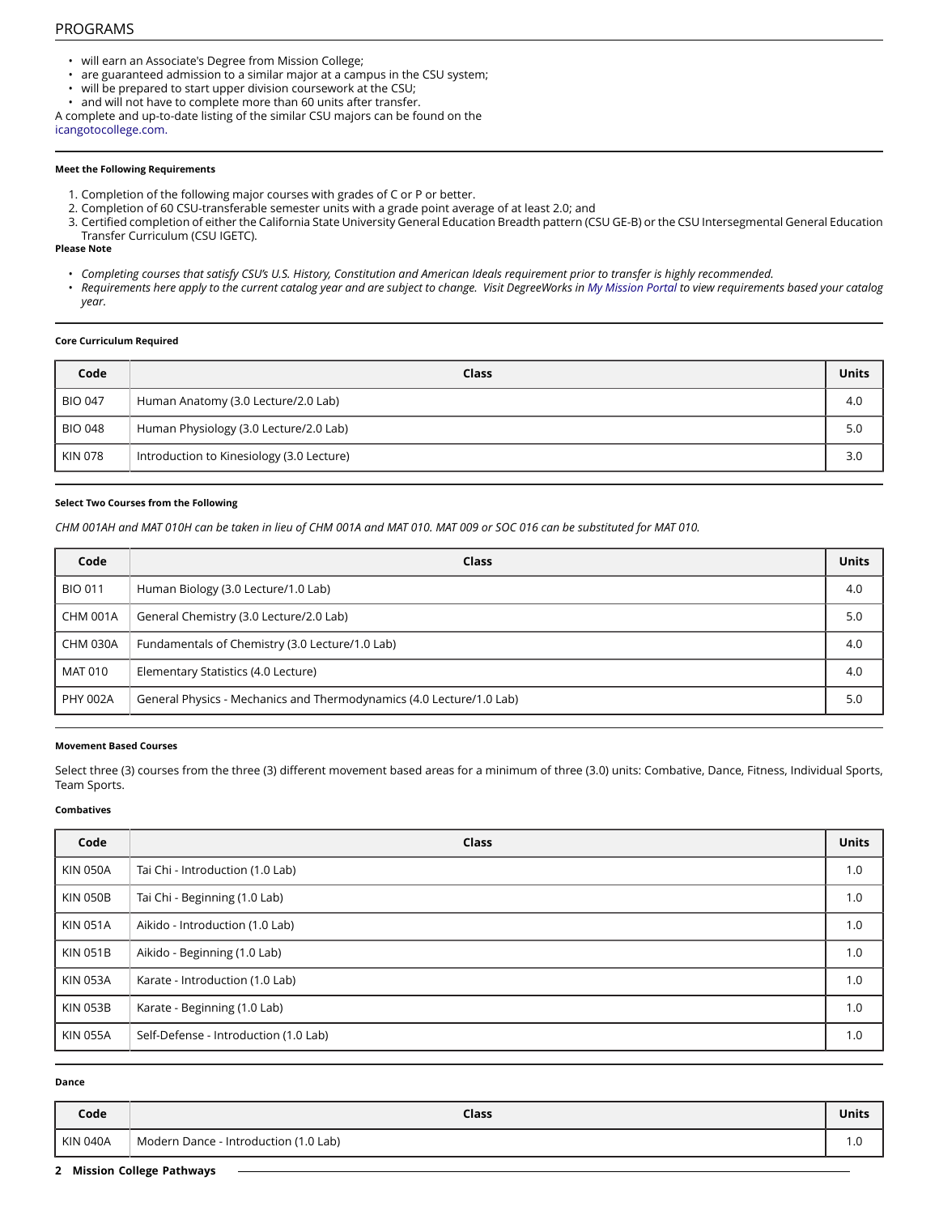- will earn an Associate's Degree from Mission College;
- are guaranteed admission to a similar major at a campus in the CSU system;
- will be prepared to start upper division coursework at the CSU;
- and will not have to complete more than 60 units after transfer.

A complete and up-to-date listing of the similar CSU majors can be found on the icangotocollege.com.

#### Meet the Following Requirements

1. Completion of the following major courses with grades of C or P or better.
2. Completion of 60 CSU-transferable semester units with a grade point average of at least 2.0; and
3. Certified completion of either the California State University General Education Breadth pattern (CSU GE-B) or the CSU Intersegmental General Education Transfer Curriculum (CSU IGETC).

**Please Note**

- *Completing courses that satisfy CSU's U.S. History, Constitution and American Ideals requirement prior to transfer is highly recommended.*
- *Requirements here apply to the current catalog year and are subject to change. Visit DegreeWorks in My Mission Portal to view requirements based your catalog year.*

#### Core Curriculum Required

| Code | Class | Units |
|---|---|---|
| BIO 047 | Human Anatomy (3.0 Lecture/2.0 Lab) | 4.0 |
| BIO 048 | Human Physiology (3.0 Lecture/2.0 Lab) | 5.0 |
| KIN 078 | Introduction to Kinesiology (3.0 Lecture) | 3.0 |

#### Select Two Courses from the Following

*CHM 001AH and MAT 010H can be taken in lieu of CHM 001A and MAT 010. MAT 009 or SOC 016 can be substituted for MAT 010.*

| Code | Class | Units |
|---|---|---|
| BIO 011 | Human Biology (3.0 Lecture/1.0 Lab) | 4.0 |
| CHM 001A | General Chemistry (3.0 Lecture/2.0 Lab) | 5.0 |
| CHM 030A | Fundamentals of Chemistry (3.0 Lecture/1.0 Lab) | 4.0 |
| MAT 010 | Elementary Statistics (4.0 Lecture) | 4.0 |
| PHY 002A | General Physics - Mechanics and Thermodynamics (4.0 Lecture/1.0 Lab) | 5.0 |

#### Movement Based Courses

Select three (3) courses from the three (3) different movement based areas for a minimum of three (3.0) units: Combative, Dance, Fitness, Individual Sports, Team Sports.

#### Combatives

| Code | Class | Units |
|---|---|---|
| KIN 050A | Tai Chi - Introduction (1.0 Lab) | 1.0 |
| KIN 050B | Tai Chi - Beginning (1.0 Lab) | 1.0 |
| KIN 051A | Aikido - Introduction (1.0 Lab) | 1.0 |
| KIN 051B | Aikido - Beginning (1.0 Lab) | 1.0 |
| KIN 053A | Karate - Introduction (1.0 Lab) | 1.0 |
| KIN 053B | Karate - Beginning (1.0 Lab) | 1.0 |
| KIN 055A | Self-Defense - Introduction (1.0 Lab) | 1.0 |

#### Dance

| Code | Class | Units |
|---|---|---|
| KIN 040A | Modern Dance - Introduction (1.0 Lab) | 1.0 |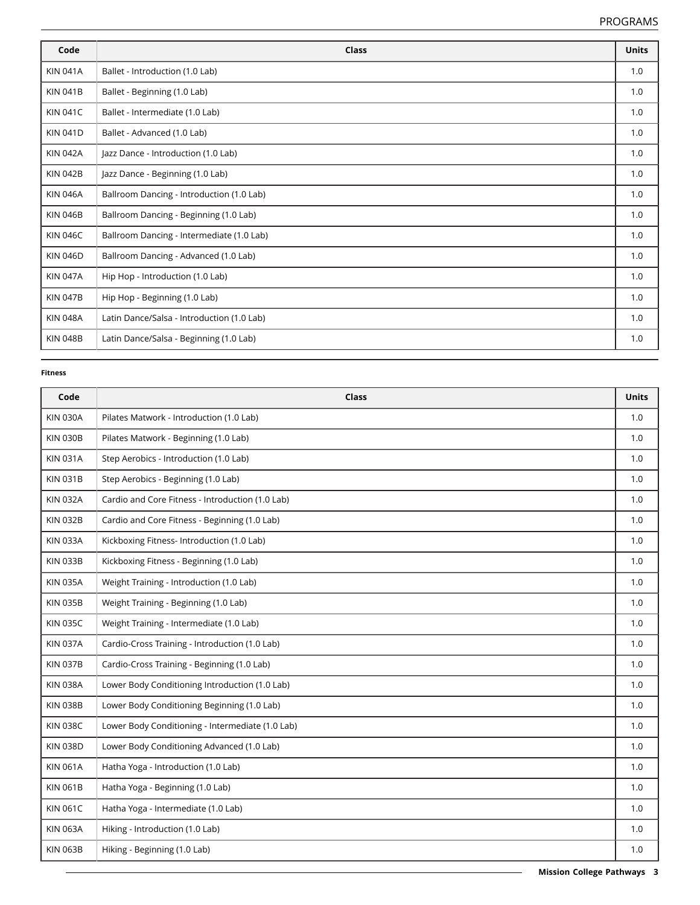| Code | Class | Units |
|---|---|---|
| KIN 041A | Ballet - Introduction (1.0 Lab) | 1.0 |
| KIN 041B | Ballet - Beginning (1.0 Lab) | 1.0 |
| KIN 041C | Ballet - Intermediate (1.0 Lab) | 1.0 |
| KIN 041D | Ballet - Advanced (1.0 Lab) | 1.0 |
| KIN 042A | Jazz Dance - Introduction (1.0 Lab) | 1.0 |
| KIN 042B | Jazz Dance - Beginning (1.0 Lab) | 1.0 |
| KIN 046A | Ballroom Dancing - Introduction (1.0 Lab) | 1.0 |
| KIN 046B | Ballroom Dancing - Beginning (1.0 Lab) | 1.0 |
| KIN 046C | Ballroom Dancing - Intermediate (1.0 Lab) | 1.0 |
| KIN 046D | Ballroom Dancing - Advanced (1.0 Lab) | 1.0 |
| KIN 047A | Hip Hop - Introduction (1.0 Lab) | 1.0 |
| KIN 047B | Hip Hop - Beginning (1.0 Lab) | 1.0 |
| KIN 048A | Latin Dance/Salsa - Introduction (1.0 Lab) | 1.0 |
| KIN 048B | Latin Dance/Salsa - Beginning (1.0 Lab) | 1.0 |

**Fitness**

| Code | Class | Units |
|---|---|---|
| KIN 030A | Pilates Matwork - Introduction (1.0 Lab) | 1.0 |
| KIN 030B | Pilates Matwork - Beginning (1.0 Lab) | 1.0 |
| KIN 031A | Step Aerobics - Introduction (1.0 Lab) | 1.0 |
| KIN 031B | Step Aerobics - Beginning (1.0 Lab) | 1.0 |
| KIN 032A | Cardio and Core Fitness - Introduction (1.0 Lab) | 1.0 |
| KIN 032B | Cardio and Core Fitness - Beginning (1.0 Lab) | 1.0 |
| KIN 033A | Kickboxing Fitness- Introduction (1.0 Lab) | 1.0 |
| KIN 033B | Kickboxing Fitness - Beginning (1.0 Lab) | 1.0 |
| KIN 035A | Weight Training - Introduction (1.0 Lab) | 1.0 |
| KIN 035B | Weight Training - Beginning (1.0 Lab) | 1.0 |
| KIN 035C | Weight Training - Intermediate (1.0 Lab) | 1.0 |
| KIN 037A | Cardio-Cross Training - Introduction (1.0 Lab) | 1.0 |
| KIN 037B | Cardio-Cross Training - Beginning (1.0 Lab) | 1.0 |
| KIN 038A | Lower Body Conditioning Introduction (1.0 Lab) | 1.0 |
| KIN 038B | Lower Body Conditioning Beginning (1.0 Lab) | 1.0 |
| KIN 038C | Lower Body Conditioning - Intermediate (1.0 Lab) | 1.0 |
| KIN 038D | Lower Body Conditioning Advanced (1.0 Lab) | 1.0 |
| KIN 061A | Hatha Yoga - Introduction (1.0 Lab) | 1.0 |
| KIN 061B | Hatha Yoga - Beginning (1.0 Lab) | 1.0 |
| KIN 061C | Hatha Yoga - Intermediate (1.0 Lab) | 1.0 |
| KIN 063A | Hiking - Introduction (1.0 Lab) | 1.0 |
| KIN 063B | Hiking - Beginning (1.0 Lab) | 1.0 |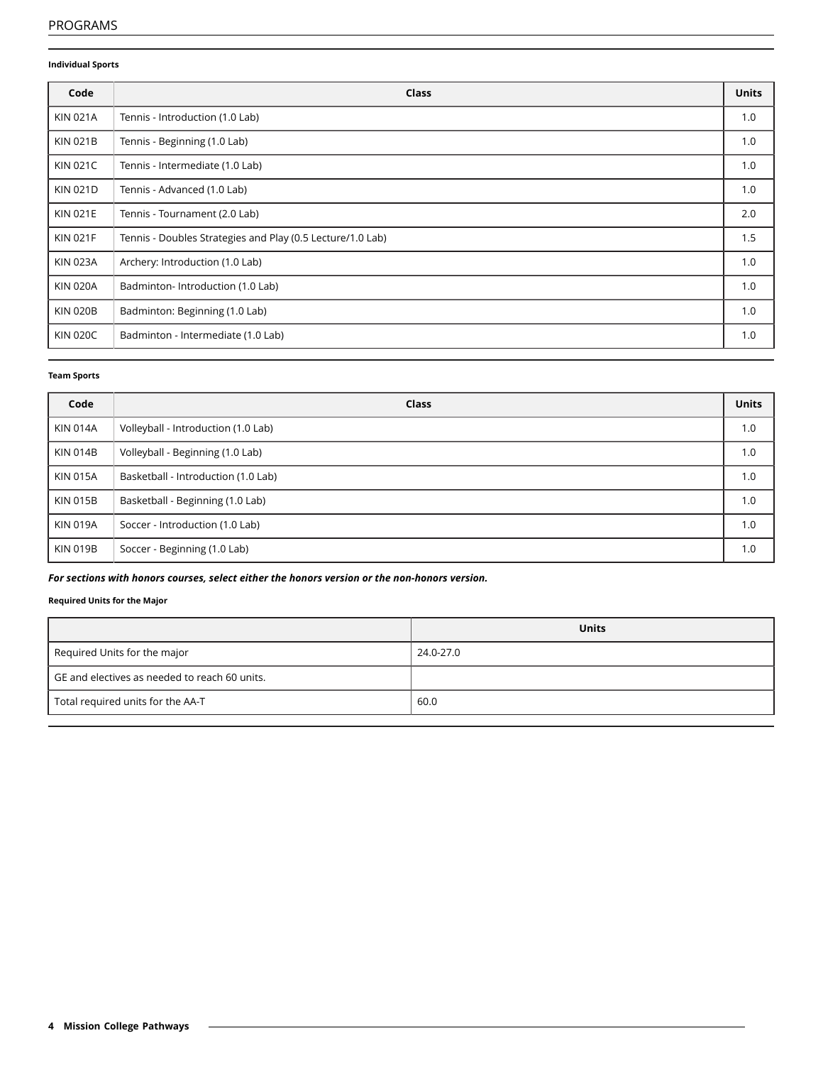#### Individual Sports

| Code | Class | Units |
| --- | --- | --- |
| KIN 021A | Tennis - Introduction (1.0 Lab) | 1.0 |
| KIN 021B | Tennis - Beginning (1.0 Lab) | 1.0 |
| KIN 021C | Tennis - Intermediate (1.0 Lab) | 1.0 |
| KIN 021D | Tennis - Advanced (1.0 Lab) | 1.0 |
| KIN 021E | Tennis - Tournament (2.0 Lab) | 2.0 |
| KIN 021F | Tennis - Doubles Strategies and Play (0.5 Lecture/1.0 Lab) | 1.5 |
| KIN 023A | Archery: Introduction (1.0 Lab) | 1.0 |
| KIN 020A | Badminton- Introduction (1.0 Lab) | 1.0 |
| KIN 020B | Badminton: Beginning (1.0 Lab) | 1.0 |
| KIN 020C | Badminton - Intermediate (1.0 Lab) | 1.0 |

#### Team Sports

| Code | Class | Units |
| --- | --- | --- |
| KIN 014A | Volleyball - Introduction (1.0 Lab) | 1.0 |
| KIN 014B | Volleyball - Beginning (1.0 Lab) | 1.0 |
| KIN 015A | Basketball - Introduction (1.0 Lab) | 1.0 |
| KIN 015B | Basketball - Beginning (1.0 Lab) | 1.0 |
| KIN 019A | Soccer - Introduction (1.0 Lab) | 1.0 |
| KIN 019B | Soccer - Beginning (1.0 Lab) | 1.0 |

***For sections with honors courses, select either the honors version or the non-honors version.***

#### Required Units for the Major

| | Units |
| --- | --- |
| Required Units for the major | 24.0-27.0 |
| GE and electives as needed to reach 60 units. | |
| Total required units for the AA-T | 60.0 |